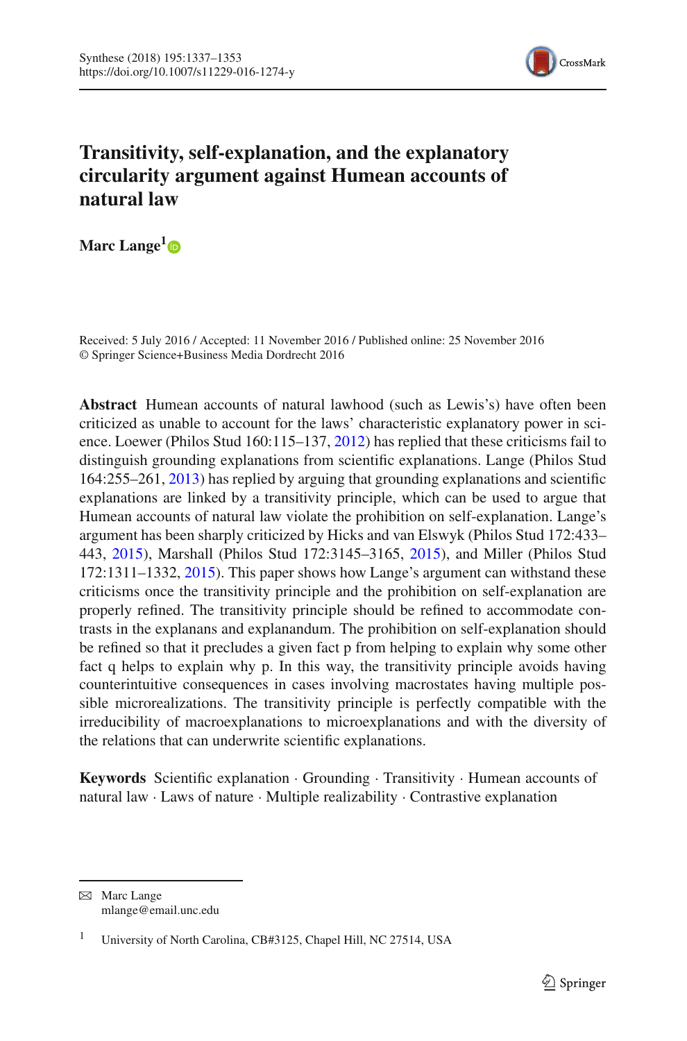# Transitivity, self-explanation, and the explanatory circularity argument against Humean accounts of natural law

**Marc Lange**[1]

Received: 5 July 2016 / Accepted: 11 November 2016 / Published online: 25 November 2016
© Springer Science+Business Media Dordrecht 2016

**Abstract** Humean accounts of natural lawhood (such as Lewis's) have often been criticized as unable to account for the laws' characteristic explanatory power in science. Loewer (Philos Stud 160:115–137, 2012) has replied that these criticisms fail to distinguish grounding explanations from scientific explanations. Lange (Philos Stud 164:255–261, 2013) has replied by arguing that grounding explanations and scientific explanations are linked by a transitivity principle, which can be used to argue that Humean accounts of natural law violate the prohibition on self-explanation. Lange's argument has been sharply criticized by Hicks and van Elswyk (Philos Stud 172:433–443, 2015), Marshall (Philos Stud 172:3145–3165, 2015), and Miller (Philos Stud 172:1311–1332, 2015). This paper shows how Lange's argument can withstand these criticisms once the transitivity principle and the prohibition on self-explanation are properly refined. The transitivity principle should be refined to accommodate contrasts in the explanans and explanandum. The prohibition on self-explanation should be refined so that it precludes a given fact p from helping to explain why some other fact q helps to explain why p. In this way, the transitivity principle avoids having counterintuitive consequences in cases involving macrostates having multiple possible microrealizations. The transitivity principle is perfectly compatible with the irreducibility of macroexplanations to microexplanations and with the diversity of the relations that can underwrite scientific explanations.

**Keywords** Scientific explanation · Grounding · Transitivity · Humean accounts of natural law · Laws of nature · Multiple realizability · Contrastive explanation

---

✉ Marc Lange
mlange@email.unc.edu

[1] University of North Carolina, CB#3125, Chapel Hill, NC 27514, USA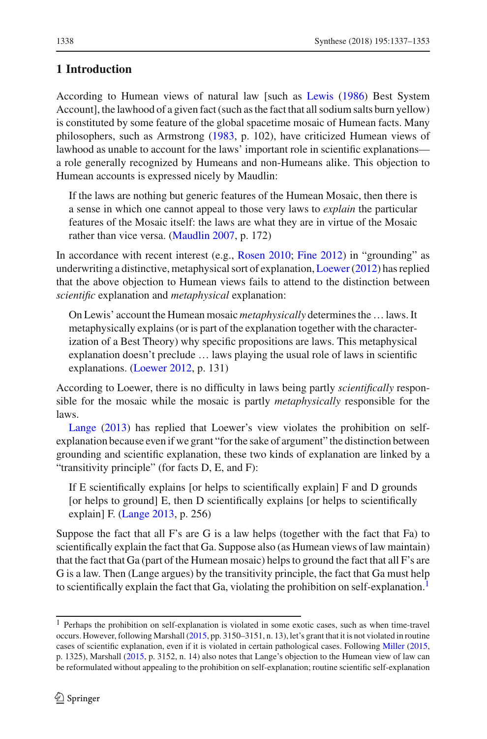## 1 Introduction

According to Humean views of natural law [such as Lewis (1986) Best System Account], the lawhood of a given fact (such as the fact that all sodium salts burn yellow) is constituted by some feature of the global spacetime mosaic of Humean facts. Many philosophers, such as Armstrong (1983, p. 102), have criticized Humean views of lawhood as unable to account for the laws' important role in scientific explanations—a role generally recognized by Humeans and non-Humeans alike. This objection to Humean accounts is expressed nicely by Maudlin:

> If the laws are nothing but generic features of the Humean Mosaic, then there is a sense in which one cannot appeal to those very laws to *explain* the particular features of the Mosaic itself: the laws are what they are in virtue of the Mosaic rather than vice versa. (Maudlin 2007, p. 172)

In accordance with recent interest (e.g., Rosen 2010; Fine 2012) in "grounding" as underwriting a distinctive, metaphysical sort of explanation, Loewer (2012) has replied that the above objection to Humean views fails to attend to the distinction between *scientific* explanation and *metaphysical* explanation:

> On Lewis' account the Humean mosaic *metaphysically* determines the … laws. It metaphysically explains (or is part of the explanation together with the characterization of a Best Theory) why specific propositions are laws. This metaphysical explanation doesn't preclude … laws playing the usual role of laws in scientific explanations. (Loewer 2012, p. 131)

According to Loewer, there is no difficulty in laws being partly *scientifically* responsible for the mosaic while the mosaic is partly *metaphysically* responsible for the laws.

Lange (2013) has replied that Loewer's view violates the prohibition on self-explanation because even if we grant "for the sake of argument" the distinction between grounding and scientific explanation, these two kinds of explanation are linked by a "transitivity principle" (for facts D, E, and F):

> If E scientifically explains [or helps to scientifically explain] F and D grounds [or helps to ground] E, then D scientifically explains [or helps to scientifically explain] F. (Lange 2013, p. 256)

Suppose the fact that all F's are G is a law helps (together with the fact that Fa) to scientifically explain the fact that Ga. Suppose also (as Humean views of law maintain) that the fact that Ga (part of the Humean mosaic) helps to ground the fact that all F's are G is a law. Then (Lange argues) by the transitivity principle, the fact that Ga must help to scientifically explain the fact that Ga, violating the prohibition on self-explanation.[1]

[1] Perhaps the prohibition on self-explanation is violated in some exotic cases, such as when time-travel occurs. However, following Marshall (2015, pp. 3150–3151, n. 13), let's grant that it is not violated in routine cases of scientific explanation, even if it is violated in certain pathological cases. Following Miller (2015, p. 1325), Marshall (2015, p. 3152, n. 14) also notes that Lange's objection to the Humean view of law can be reformulated without appealing to the prohibition on self-explanation; routine scientific self-explanation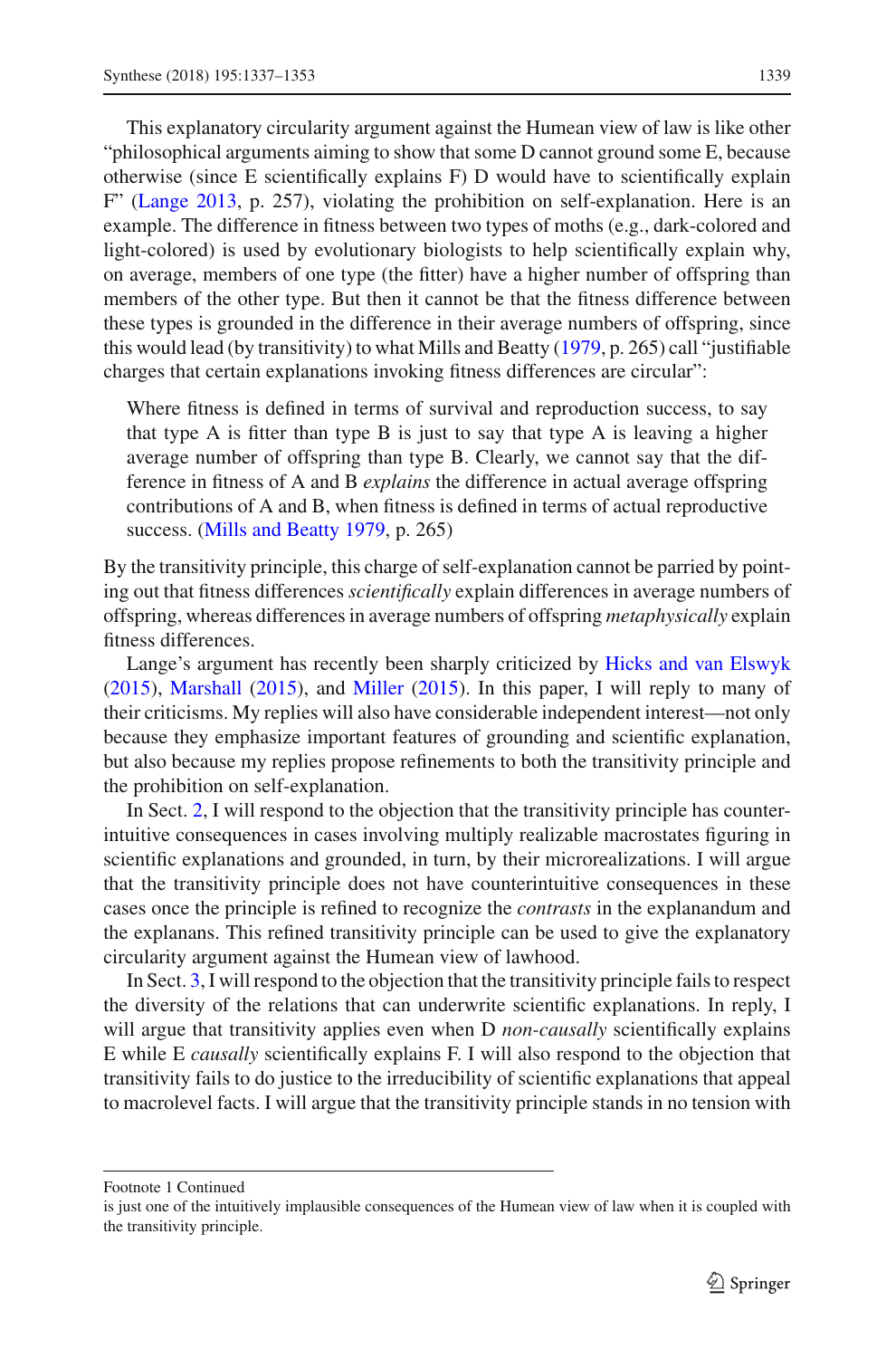This explanatory circularity argument against the Humean view of law is like other "philosophical arguments aiming to show that some D cannot ground some E, because otherwise (since E scientifically explains F) D would have to scientifically explain F" (Lange 2013, p. 257), violating the prohibition on self-explanation. Here is an example. The difference in fitness between two types of moths (e.g., dark-colored and light-colored) is used by evolutionary biologists to help scientifically explain why, on average, members of one type (the fitter) have a higher number of offspring than members of the other type. But then it cannot be that the fitness difference between these types is grounded in the difference in their average numbers of offspring, since this would lead (by transitivity) to what Mills and Beatty (1979, p. 265) call "justifiable charges that certain explanations invoking fitness differences are circular":

> Where fitness is defined in terms of survival and reproduction success, to say that type A is fitter than type B is just to say that type A is leaving a higher average number of offspring than type B. Clearly, we cannot say that the difference in fitness of A and B *explains* the difference in actual average offspring contributions of A and B, when fitness is defined in terms of actual reproductive success. (Mills and Beatty 1979, p. 265)

By the transitivity principle, this charge of self-explanation cannot be parried by pointing out that fitness differences *scientifically* explain differences in average numbers of offspring, whereas differences in average numbers of offspring *metaphysically* explain fitness differences.

Lange's argument has recently been sharply criticized by Hicks and van Elswyk (2015), Marshall (2015), and Miller (2015). In this paper, I will reply to many of their criticisms. My replies will also have considerable independent interest—not only because they emphasize important features of grounding and scientific explanation, but also because my replies propose refinements to both the transitivity principle and the prohibition on self-explanation.

In Sect. 2, I will respond to the objection that the transitivity principle has counterintuitive consequences in cases involving multiply realizable macrostates figuring in scientific explanations and grounded, in turn, by their microrealizations. I will argue that the transitivity principle does not have counterintuitive consequences in these cases once the principle is refined to recognize the *contrasts* in the explanandum and the explanans. This refined transitivity principle can be used to give the explanatory circularity argument against the Humean view of lawhood.

In Sect. 3, I will respond to the objection that the transitivity principle fails to respect the diversity of the relations that can underwrite scientific explanations. In reply, I will argue that transitivity applies even when D *non-causally* scientifically explains E while E *causally* scientifically explains F. I will also respond to the objection that transitivity fails to do justice to the irreducibility of scientific explanations that appeal to macrolevel facts. I will argue that the transitivity principle stands in no tension with

---

Footnote 1 Continued

is just one of the intuitively implausible consequences of the Humean view of law when it is coupled with the transitivity principle.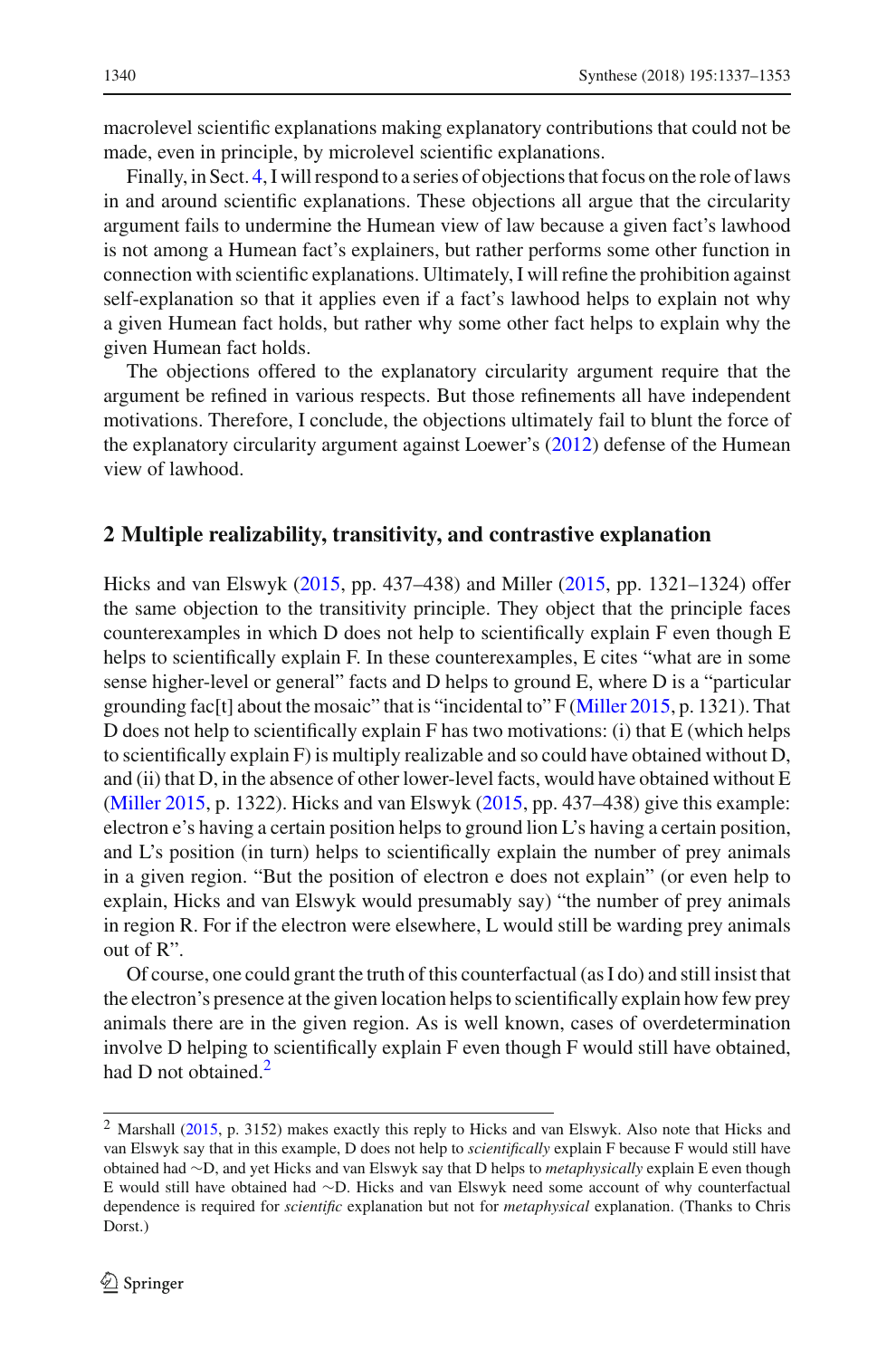macrolevel scientific explanations making explanatory contributions that could not be made, even in principle, by microlevel scientific explanations.

Finally, in Sect. 4, I will respond to a series of objections that focus on the role of laws in and around scientific explanations. These objections all argue that the circularity argument fails to undermine the Humean view of law because a given fact's lawhood is not among a Humean fact's explainers, but rather performs some other function in connection with scientific explanations. Ultimately, I will refine the prohibition against self-explanation so that it applies even if a fact's lawhood helps to explain not why a given Humean fact holds, but rather why some other fact helps to explain why the given Humean fact holds.

The objections offered to the explanatory circularity argument require that the argument be refined in various respects. But those refinements all have independent motivations. Therefore, I conclude, the objections ultimately fail to blunt the force of the explanatory circularity argument against Loewer's (2012) defense of the Humean view of lawhood.

## 2 Multiple realizability, transitivity, and contrastive explanation

Hicks and van Elswyk (2015, pp. 437–438) and Miller (2015, pp. 1321–1324) offer the same objection to the transitivity principle. They object that the principle faces counterexamples in which D does not help to scientifically explain F even though E helps to scientifically explain F. In these counterexamples, E cites "what are in some sense higher-level or general" facts and D helps to ground E, where D is a "particular grounding fac[t] about the mosaic" that is "incidental to" F (Miller 2015, p. 1321). That D does not help to scientifically explain F has two motivations: (i) that E (which helps to scientifically explain F) is multiply realizable and so could have obtained without D, and (ii) that D, in the absence of other lower-level facts, would have obtained without E (Miller 2015, p. 1322). Hicks and van Elswyk (2015, pp. 437–438) give this example: electron e's having a certain position helps to ground lion L's having a certain position, and L's position (in turn) helps to scientifically explain the number of prey animals in a given region. "But the position of electron e does not explain" (or even help to explain, Hicks and van Elswyk would presumably say) "the number of prey animals in region R. For if the electron were elsewhere, L would still be warding prey animals out of R".

Of course, one could grant the truth of this counterfactual (as I do) and still insist that the electron's presence at the given location helps to scientifically explain how few prey animals there are in the given region. As is well known, cases of overdetermination involve D helping to scientifically explain F even though F would still have obtained, had D not obtained.[2]

[2] Marshall (2015, p. 3152) makes exactly this reply to Hicks and van Elswyk. Also note that Hicks and van Elswyk say that in this example, D does not help to *scientifically* explain F because F would still have obtained had ∼D, and yet Hicks and van Elswyk say that D helps to *metaphysically* explain E even though E would still have obtained had ∼D. Hicks and van Elswyk need some account of why counterfactual dependence is required for *scientific* explanation but not for *metaphysical* explanation. (Thanks to Chris Dorst.)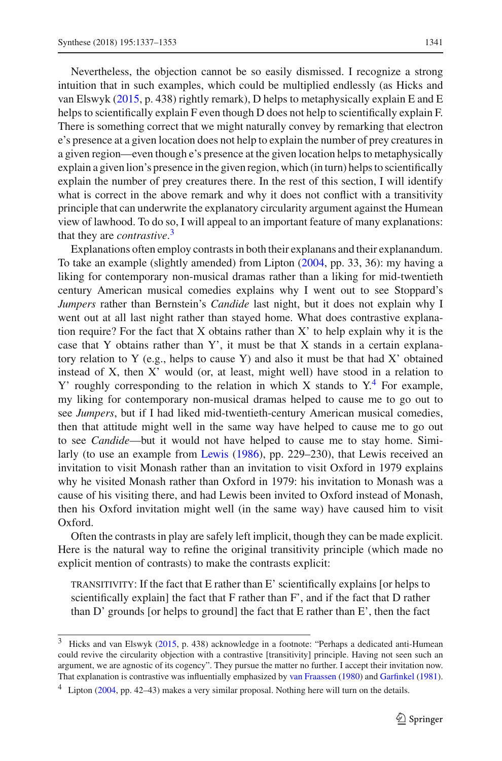Nevertheless, the objection cannot be so easily dismissed. I recognize a strong intuition that in such examples, which could be multiplied endlessly (as Hicks and van Elswyk (2015, p. 438) rightly remark), D helps to metaphysically explain E and E helps to scientifically explain F even though D does not help to scientifically explain F. There is something correct that we might naturally convey by remarking that electron e's presence at a given location does not help to explain the number of prey creatures in a given region—even though e's presence at the given location helps to metaphysically explain a given lion's presence in the given region, which (in turn) helps to scientifically explain the number of prey creatures there. In the rest of this section, I will identify what is correct in the above remark and why it does not conflict with a transitivity principle that can underwrite the explanatory circularity argument against the Humean view of lawhood. To do so, I will appeal to an important feature of many explanations: that they are *contrastive*.[3]

Explanations often employ contrasts in both their explanans and their explanandum. To take an example (slightly amended) from Lipton (2004, pp. 33, 36): my having a liking for contemporary non-musical dramas rather than a liking for mid-twentieth century American musical comedies explains why I went out to see Stoppard's *Jumpers* rather than Bernstein's *Candide* last night, but it does not explain why I went out at all last night rather than stayed home. What does contrastive explanation require? For the fact that X obtains rather than X' to help explain why it is the case that Y obtains rather than Y', it must be that X stands in a certain explanatory relation to Y (e.g., helps to cause Y) and also it must be that had X' obtained instead of X, then X' would (or, at least, might well) have stood in a relation to Y' roughly corresponding to the relation in which X stands to Y.[4] For example, my liking for contemporary non-musical dramas helped to cause me to go out to see *Jumpers*, but if I had liked mid-twentieth-century American musical comedies, then that attitude might well in the same way have helped to cause me to go out to see *Candide*—but it would not have helped to cause me to stay home. Similarly (to use an example from Lewis (1986), pp. 229–230), that Lewis received an invitation to visit Monash rather than an invitation to visit Oxford in 1979 explains why he visited Monash rather than Oxford in 1979: his invitation to Monash was a cause of his visiting there, and had Lewis been invited to Oxford instead of Monash, then his Oxford invitation might well (in the same way) have caused him to visit Oxford.

Often the contrasts in play are safely left implicit, though they can be made explicit. Here is the natural way to refine the original transitivity principle (which made no explicit mention of contrasts) to make the contrasts explicit:

> TRANSITIVITY: If the fact that E rather than E' scientifically explains [or helps to scientifically explain] the fact that F rather than F', and if the fact that D rather than D' grounds [or helps to ground] the fact that E rather than E', then the fact

[3] Hicks and van Elswyk (2015, p. 438) acknowledge in a footnote: "Perhaps a dedicated anti-Humean could revive the circularity objection with a contrastive [transitivity] principle. Having not seen such an argument, we are agnostic of its cogency". They pursue the matter no further. I accept their invitation now. That explanation is contrastive was influentially emphasized by van Fraassen (1980) and Garfinkel (1981).

[4] Lipton (2004, pp. 42–43) makes a very similar proposal. Nothing here will turn on the details.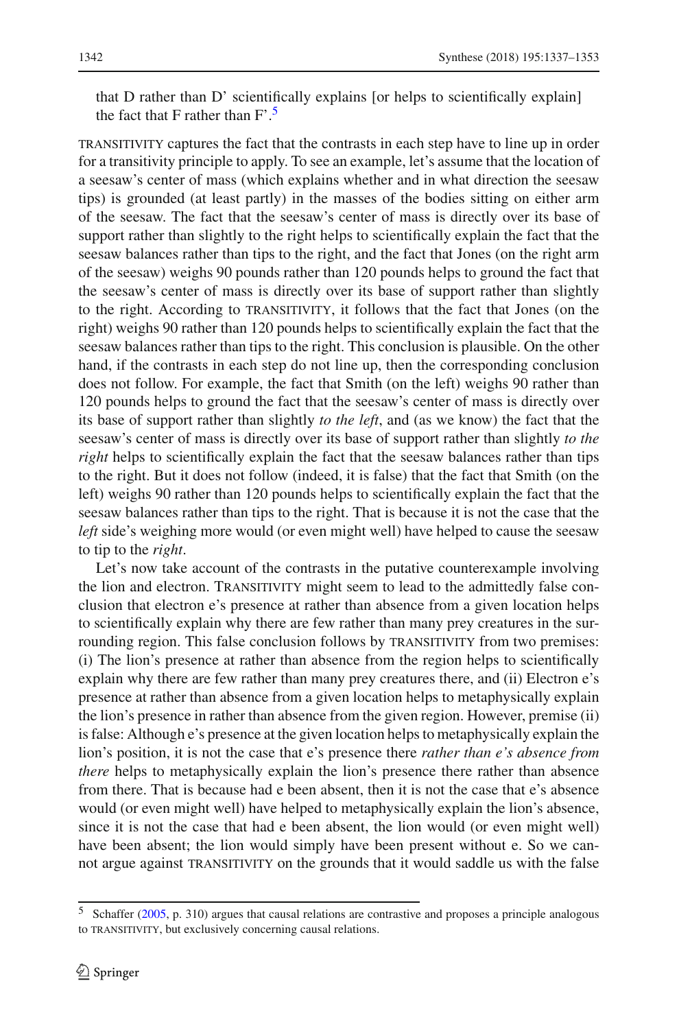that D rather than D' scientifically explains [or helps to scientifically explain] the fact that F rather than F'.[5]

TRANSITIVITY captures the fact that the contrasts in each step have to line up in order for a transitivity principle to apply. To see an example, let's assume that the location of a seesaw's center of mass (which explains whether and in what direction the seesaw tips) is grounded (at least partly) in the masses of the bodies sitting on either arm of the seesaw. The fact that the seesaw's center of mass is directly over its base of support rather than slightly to the right helps to scientifically explain the fact that the seesaw balances rather than tips to the right, and the fact that Jones (on the right arm of the seesaw) weighs 90 pounds rather than 120 pounds helps to ground the fact that the seesaw's center of mass is directly over its base of support rather than slightly to the right. According to TRANSITIVITY, it follows that the fact that Jones (on the right) weighs 90 rather than 120 pounds helps to scientifically explain the fact that the seesaw balances rather than tips to the right. This conclusion is plausible. On the other hand, if the contrasts in each step do not line up, then the corresponding conclusion does not follow. For example, the fact that Smith (on the left) weighs 90 rather than 120 pounds helps to ground the fact that the seesaw's center of mass is directly over its base of support rather than slightly *to the left*, and (as we know) the fact that the seesaw's center of mass is directly over its base of support rather than slightly *to the right* helps to scientifically explain the fact that the seesaw balances rather than tips to the right. But it does not follow (indeed, it is false) that the fact that Smith (on the left) weighs 90 rather than 120 pounds helps to scientifically explain the fact that the seesaw balances rather than tips to the right. That is because it is not the case that the *left* side's weighing more would (or even might well) have helped to cause the seesaw to tip to the *right*.

Let's now take account of the contrasts in the putative counterexample involving the lion and electron. TRANSITIVITY might seem to lead to the admittedly false conclusion that electron e's presence at rather than absence from a given location helps to scientifically explain why there are few rather than many prey creatures in the surrounding region. This false conclusion follows by TRANSITIVITY from two premises: (i) The lion's presence at rather than absence from the region helps to scientifically explain why there are few rather than many prey creatures there, and (ii) Electron e's presence at rather than absence from a given location helps to metaphysically explain the lion's presence in rather than absence from the given region. However, premise (ii) is false: Although e's presence at the given location helps to metaphysically explain the lion's position, it is not the case that e's presence there *rather than e's absence from there* helps to metaphysically explain the lion's presence there rather than absence from there. That is because had e been absent, then it is not the case that e's absence would (or even might well) have helped to metaphysically explain the lion's absence, since it is not the case that had e been absent, the lion would (or even might well) have been absent; the lion would simply have been present without e. So we cannot argue against TRANSITIVITY on the grounds that it would saddle us with the false

[5] Schaffer (2005, p. 310) argues that causal relations are contrastive and proposes a principle analogous to TRANSITIVITY, but exclusively concerning causal relations.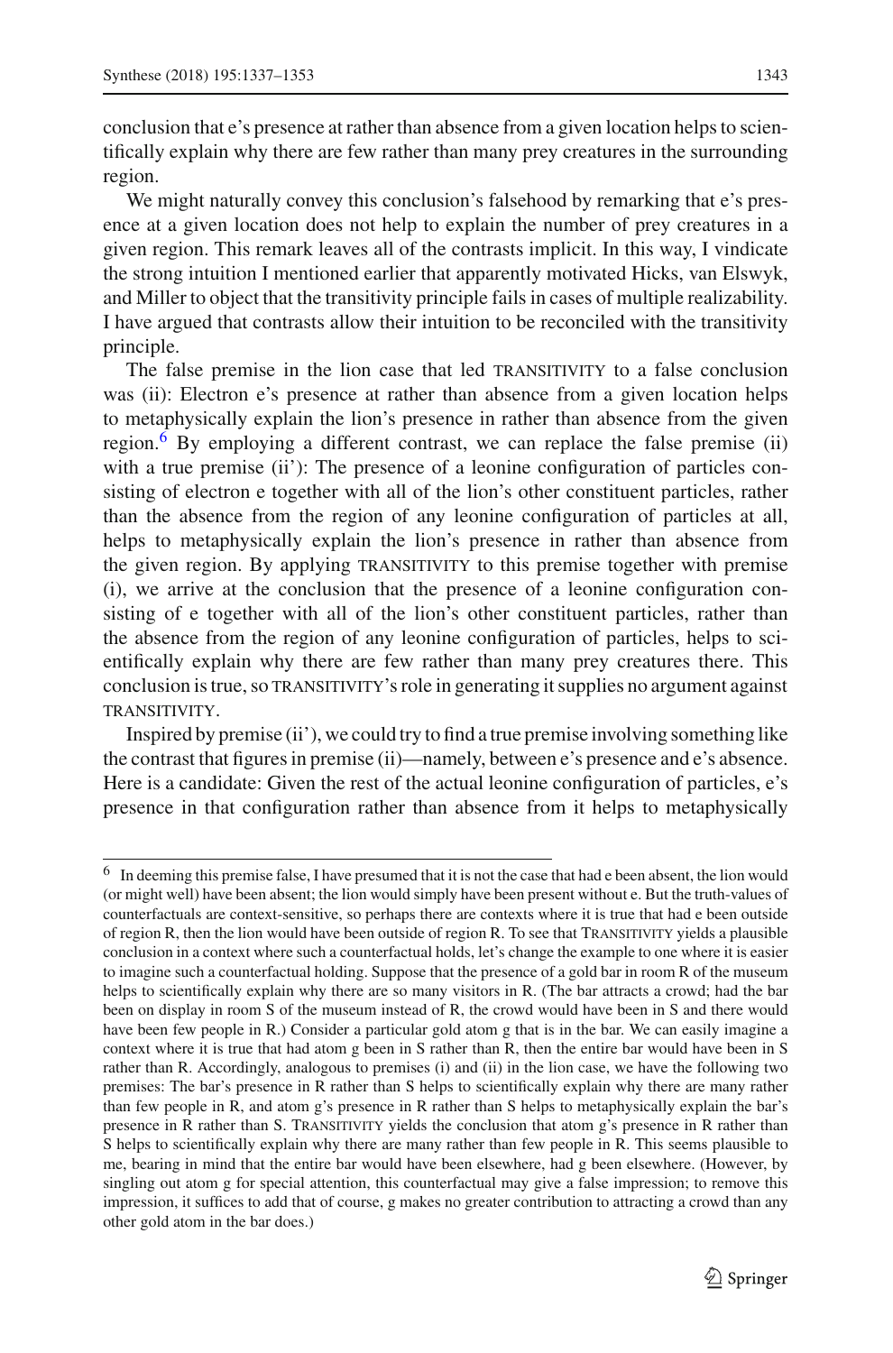conclusion that e's presence at rather than absence from a given location helps to scientifically explain why there are few rather than many prey creatures in the surrounding region.

We might naturally convey this conclusion's falsehood by remarking that e's presence at a given location does not help to explain the number of prey creatures in a given region. This remark leaves all of the contrasts implicit. In this way, I vindicate the strong intuition I mentioned earlier that apparently motivated Hicks, van Elswyk, and Miller to object that the transitivity principle fails in cases of multiple realizability. I have argued that contrasts allow their intuition to be reconciled with the transitivity principle.

The false premise in the lion case that led TRANSITIVITY to a false conclusion was (ii): Electron e's presence at rather than absence from a given location helps to metaphysically explain the lion's presence in rather than absence from the given region.[6] By employing a different contrast, we can replace the false premise (ii) with a true premise (ii'): The presence of a leonine configuration of particles consisting of electron e together with all of the lion's other constituent particles, rather than the absence from the region of any leonine configuration of particles at all, helps to metaphysically explain the lion's presence in rather than absence from the given region. By applying TRANSITIVITY to this premise together with premise (i), we arrive at the conclusion that the presence of a leonine configuration consisting of e together with all of the lion's other constituent particles, rather than the absence from the region of any leonine configuration of particles, helps to scientifically explain why there are few rather than many prey creatures there. This conclusion is true, so TRANSITIVITY's role in generating it supplies no argument against TRANSITIVITY.

Inspired by premise (ii'), we could try to find a true premise involving something like the contrast that figures in premise (ii)—namely, between e's presence and e's absence. Here is a candidate: Given the rest of the actual leonine configuration of particles, e's presence in that configuration rather than absence from it helps to metaphysically

---

[6] In deeming this premise false, I have presumed that it is not the case that had e been absent, the lion would (or might well) have been absent; the lion would simply have been present without e. But the truth-values of counterfactuals are context-sensitive, so perhaps there are contexts where it is true that had e been outside of region R, then the lion would have been outside of region R. To see that TRANSITIVITY yields a plausible conclusion in a context where such a counterfactual holds, let's change the example to one where it is easier to imagine such a counterfactual holding. Suppose that the presence of a gold bar in room R of the museum helps to scientifically explain why there are so many visitors in R. (The bar attracts a crowd; had the bar been on display in room S of the museum instead of R, the crowd would have been in S and there would have been few people in R.) Consider a particular gold atom g that is in the bar. We can easily imagine a context where it is true that had atom g been in S rather than R, then the entire bar would have been in S rather than R. Accordingly, analogous to premises (i) and (ii) in the lion case, we have the following two premises: The bar's presence in R rather than S helps to scientifically explain why there are many rather than few people in R, and atom g's presence in R rather than S helps to metaphysically explain the bar's presence in R rather than S. TRANSITIVITY yields the conclusion that atom g's presence in R rather than S helps to scientifically explain why there are many rather than few people in R. This seems plausible to me, bearing in mind that the entire bar would have been elsewhere, had g been elsewhere. (However, by singling out atom g for special attention, this counterfactual may give a false impression; to remove this impression, it suffices to add that of course, g makes no greater contribution to attracting a crowd than any other gold atom in the bar does.)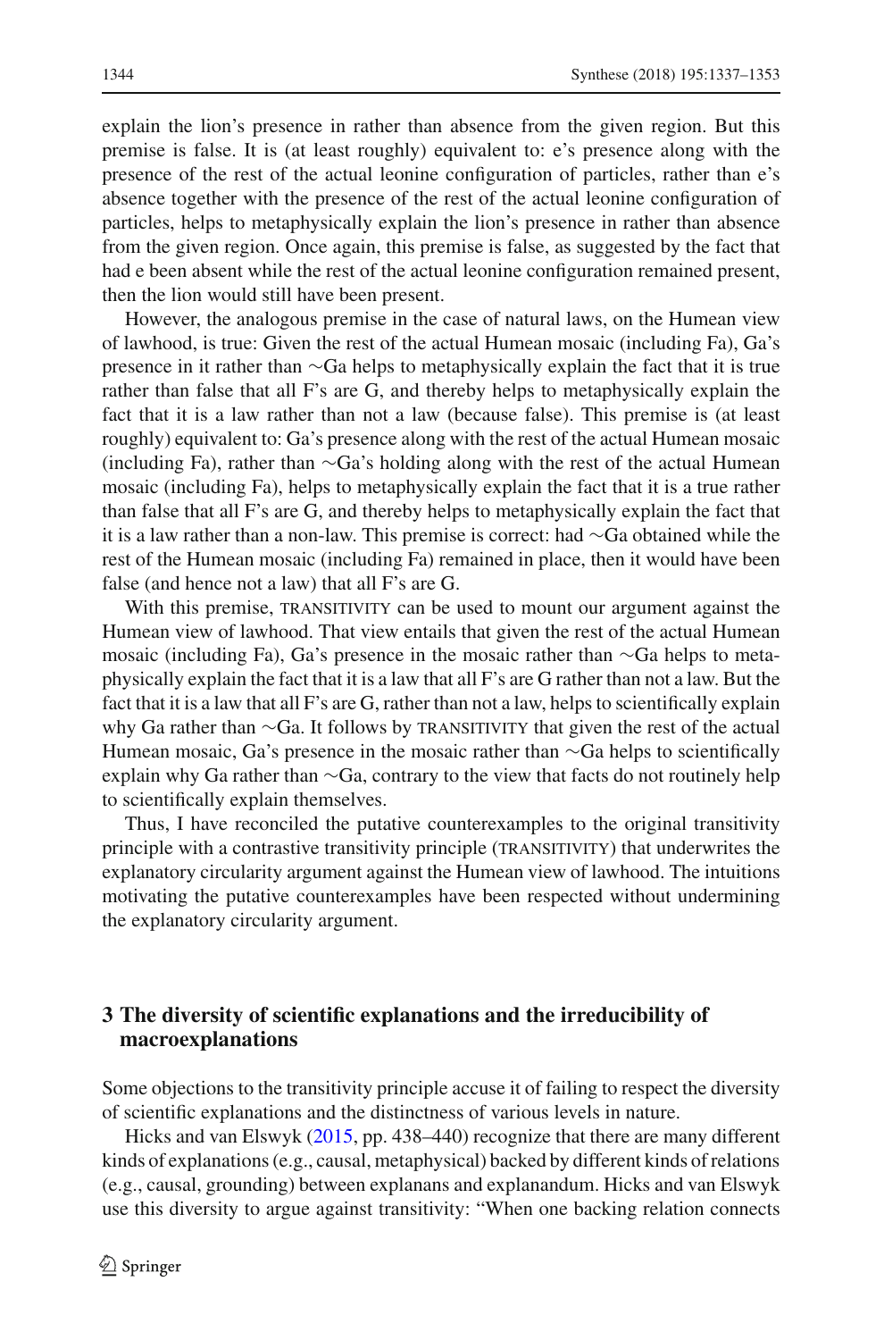explain the lion's presence in rather than absence from the given region. But this premise is false. It is (at least roughly) equivalent to: e's presence along with the presence of the rest of the actual leonine configuration of particles, rather than e's absence together with the presence of the rest of the actual leonine configuration of particles, helps to metaphysically explain the lion's presence in rather than absence from the given region. Once again, this premise is false, as suggested by the fact that had e been absent while the rest of the actual leonine configuration remained present, then the lion would still have been present.

However, the analogous premise in the case of natural laws, on the Humean view of lawhood, is true: Given the rest of the actual Humean mosaic (including Fa), Ga's presence in it rather than ∼Ga helps to metaphysically explain the fact that it is true rather than false that all F's are G, and thereby helps to metaphysically explain the fact that it is a law rather than not a law (because false). This premise is (at least roughly) equivalent to: Ga's presence along with the rest of the actual Humean mosaic (including Fa), rather than ∼Ga's holding along with the rest of the actual Humean mosaic (including Fa), helps to metaphysically explain the fact that it is a true rather than false that all F's are G, and thereby helps to metaphysically explain the fact that it is a law rather than a non-law. This premise is correct: had ∼Ga obtained while the rest of the Humean mosaic (including Fa) remained in place, then it would have been false (and hence not a law) that all F's are G.

With this premise, TRANSITIVITY can be used to mount our argument against the Humean view of lawhood. That view entails that given the rest of the actual Humean mosaic (including Fa), Ga's presence in the mosaic rather than ∼Ga helps to metaphysically explain the fact that it is a law that all F's are G rather than not a law. But the fact that it is a law that all F's are G, rather than not a law, helps to scientifically explain why Ga rather than ∼Ga. It follows by TRANSITIVITY that given the rest of the actual Humean mosaic, Ga's presence in the mosaic rather than ∼Ga helps to scientifically explain why Ga rather than ∼Ga, contrary to the view that facts do not routinely help to scientifically explain themselves.

Thus, I have reconciled the putative counterexamples to the original transitivity principle with a contrastive transitivity principle (TRANSITIVITY) that underwrites the explanatory circularity argument against the Humean view of lawhood. The intuitions motivating the putative counterexamples have been respected without undermining the explanatory circularity argument.

## 3 The diversity of scientific explanations and the irreducibility of macroexplanations

Some objections to the transitivity principle accuse it of failing to respect the diversity of scientific explanations and the distinctness of various levels in nature.

Hicks and van Elswyk (2015, pp. 438–440) recognize that there are many different kinds of explanations (e.g., causal, metaphysical) backed by different kinds of relations (e.g., causal, grounding) between explanans and explanandum. Hicks and van Elswyk use this diversity to argue against transitivity: "When one backing relation connects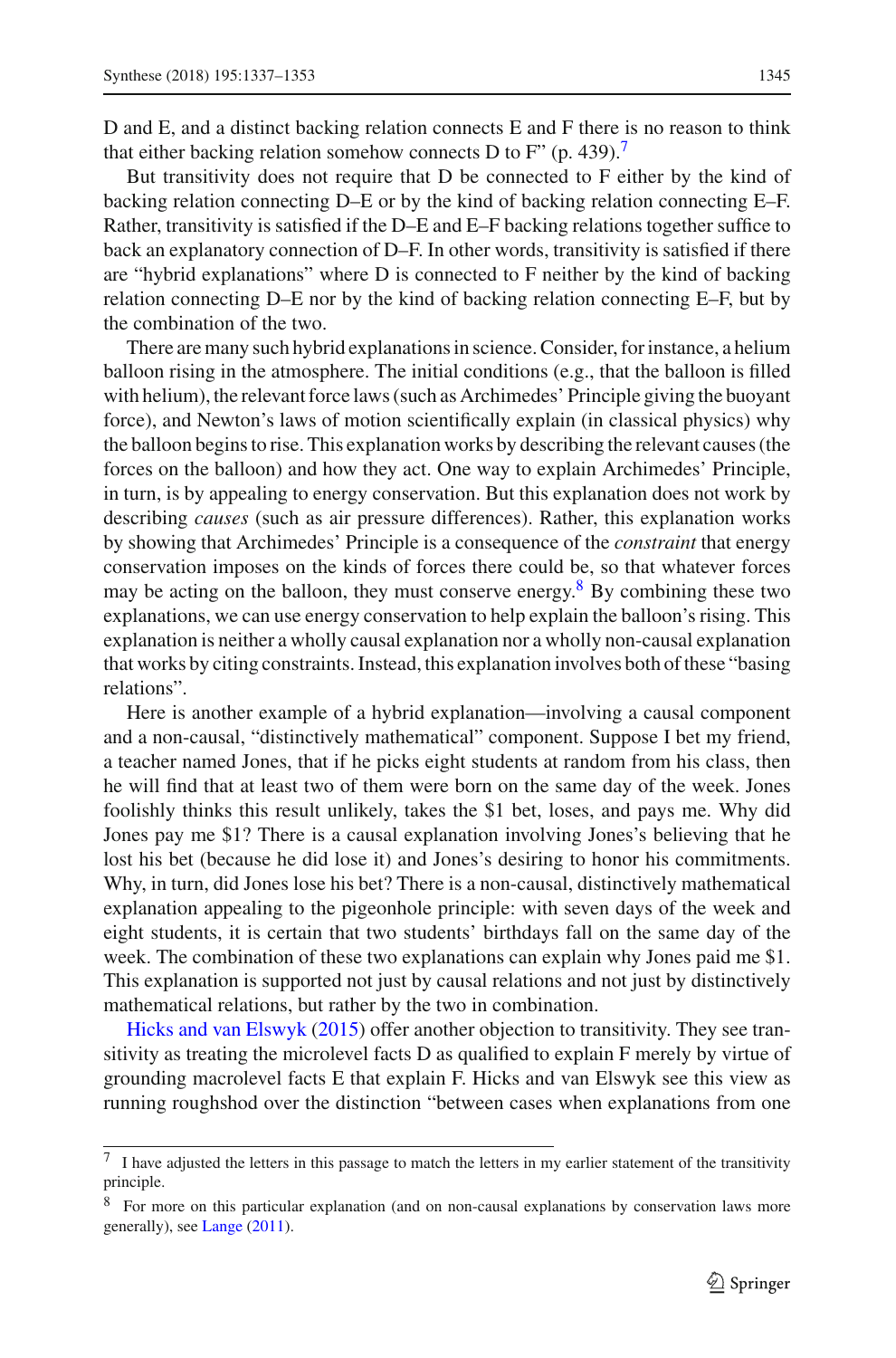D and E, and a distinct backing relation connects E and F there is no reason to think that either backing relation somehow connects D to F" (p. 439).[7]

But transitivity does not require that D be connected to F either by the kind of backing relation connecting D–E or by the kind of backing relation connecting E–F. Rather, transitivity is satisfied if the D–E and E–F backing relations together suffice to back an explanatory connection of D–F. In other words, transitivity is satisfied if there are "hybrid explanations" where D is connected to F neither by the kind of backing relation connecting D–E nor by the kind of backing relation connecting E–F, but by the combination of the two.

There are many such hybrid explanations in science. Consider, for instance, a helium balloon rising in the atmosphere. The initial conditions (e.g., that the balloon is filled with helium), the relevant force laws (such as Archimedes' Principle giving the buoyant force), and Newton's laws of motion scientifically explain (in classical physics) why the balloon begins to rise. This explanation works by describing the relevant causes (the forces on the balloon) and how they act. One way to explain Archimedes' Principle, in turn, is by appealing to energy conservation. But this explanation does not work by describing *causes* (such as air pressure differences). Rather, this explanation works by showing that Archimedes' Principle is a consequence of the *constraint* that energy conservation imposes on the kinds of forces there could be, so that whatever forces may be acting on the balloon, they must conserve energy.[8] By combining these two explanations, we can use energy conservation to help explain the balloon's rising. This explanation is neither a wholly causal explanation nor a wholly non-causal explanation that works by citing constraints. Instead, this explanation involves both of these "basing relations".

Here is another example of a hybrid explanation—involving a causal component and a non-causal, "distinctively mathematical" component. Suppose I bet my friend, a teacher named Jones, that if he picks eight students at random from his class, then he will find that at least two of them were born on the same day of the week. Jones foolishly thinks this result unlikely, takes the $1 bet, loses, and pays me. Why did Jones pay me $1? There is a causal explanation involving Jones's believing that he lost his bet (because he did lose it) and Jones's desiring to honor his commitments. Why, in turn, did Jones lose his bet? There is a non-causal, distinctively mathematical explanation appealing to the pigeonhole principle: with seven days of the week and eight students, it is certain that two students' birthdays fall on the same day of the week. The combination of these two explanations can explain why Jones paid me $1. This explanation is supported not just by causal relations and not just by distinctively mathematical relations, but rather by the two in combination.

Hicks and van Elswyk (2015) offer another objection to transitivity. They see transitivity as treating the microlevel facts D as qualified to explain F merely by virtue of grounding macrolevel facts E that explain F. Hicks and van Elswyk see this view as running roughshod over the distinction "between cases when explanations from one

---

[7] I have adjusted the letters in this passage to match the letters in my earlier statement of the transitivity principle.

[8] For more on this particular explanation (and on non-causal explanations by conservation laws more generally), see Lange (2011).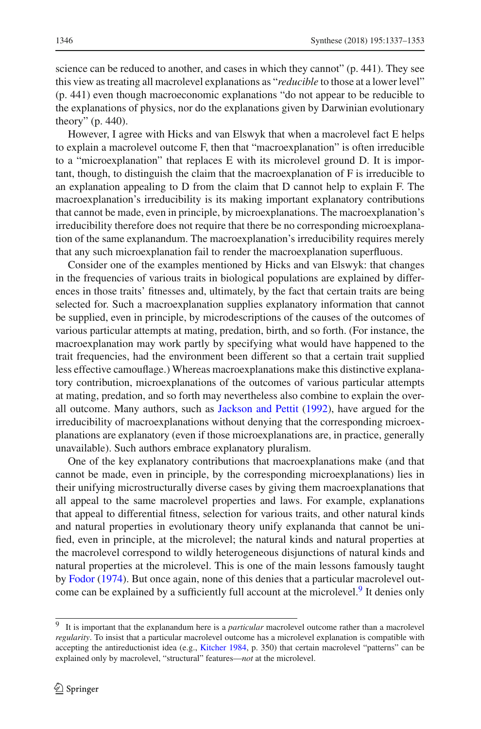science can be reduced to another, and cases in which they cannot" (p. 441). They see this view as treating all macrolevel explanations as "*reducible* to those at a lower level" (p. 441) even though macroeconomic explanations "do not appear to be reducible to the explanations of physics, nor do the explanations given by Darwinian evolutionary theory" (p. 440).

However, I agree with Hicks and van Elswyk that when a macrolevel fact E helps to explain a macrolevel outcome F, then that "macroexplanation" is often irreducible to a "microexplanation" that replaces E with its microlevel ground D. It is important, though, to distinguish the claim that the macroexplanation of F is irreducible to an explanation appealing to D from the claim that D cannot help to explain F. The macroexplanation's irreducibility is its making important explanatory contributions that cannot be made, even in principle, by microexplanations. The macroexplanation's irreducibility therefore does not require that there be no corresponding microexplanation of the same explanandum. The macroexplanation's irreducibility requires merely that any such microexplanation fail to render the macroexplanation superfluous.

Consider one of the examples mentioned by Hicks and van Elswyk: that changes in the frequencies of various traits in biological populations are explained by differences in those traits' fitnesses and, ultimately, by the fact that certain traits are being selected for. Such a macroexplanation supplies explanatory information that cannot be supplied, even in principle, by microdescriptions of the causes of the outcomes of various particular attempts at mating, predation, birth, and so forth. (For instance, the macroexplanation may work partly by specifying what would have happened to the trait frequencies, had the environment been different so that a certain trait supplied less effective camouflage.) Whereas macroexplanations make this distinctive explanatory contribution, microexplanations of the outcomes of various particular attempts at mating, predation, and so forth may nevertheless also combine to explain the overall outcome. Many authors, such as Jackson and Pettit (1992), have argued for the irreducibility of macroexplanations without denying that the corresponding microexplanations are explanatory (even if those microexplanations are, in practice, generally unavailable). Such authors embrace explanatory pluralism.

One of the key explanatory contributions that macroexplanations make (and that cannot be made, even in principle, by the corresponding microexplanations) lies in their unifying microstructurally diverse cases by giving them macroexplanations that all appeal to the same macrolevel properties and laws. For example, explanations that appeal to differential fitness, selection for various traits, and other natural kinds and natural properties in evolutionary theory unify explananda that cannot be unified, even in principle, at the microlevel; the natural kinds and natural properties at the macrolevel correspond to wildly heterogeneous disjunctions of natural kinds and natural properties at the microlevel. This is one of the main lessons famously taught by Fodor (1974). But once again, none of this denies that a particular macrolevel outcome can be explained by a sufficiently full account at the microlevel.[9] It denies only

[9] It is important that the explanandum here is a *particular* macrolevel outcome rather than a macrolevel *regularity*. To insist that a particular macrolevel outcome has a microlevel explanation is compatible with accepting the antireductionist idea (e.g., Kitcher 1984, p. 350) that certain macrolevel "patterns" can be explained only by macrolevel, "structural" features—*not* at the microlevel.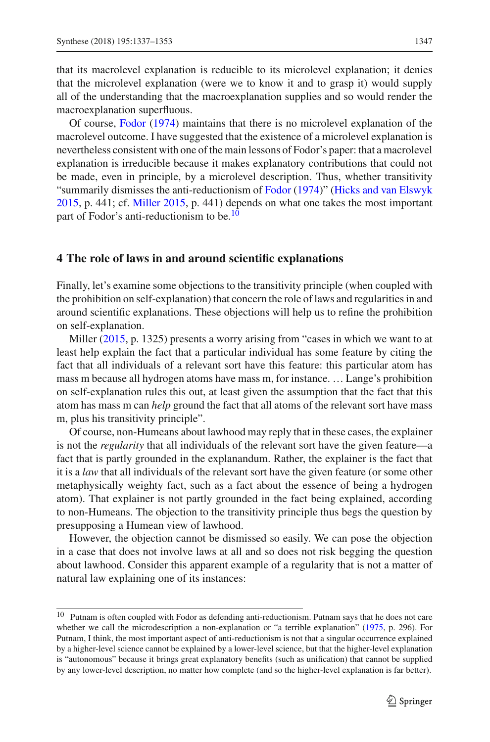that its macrolevel explanation is reducible to its microlevel explanation; it denies that the microlevel explanation (were we to know it and to grasp it) would supply all of the understanding that the macroexplanation supplies and so would render the macroexplanation superfluous.

Of course, Fodor (1974) maintains that there is no microlevel explanation of the macrolevel outcome. I have suggested that the existence of a microlevel explanation is nevertheless consistent with one of the main lessons of Fodor's paper: that a macrolevel explanation is irreducible because it makes explanatory contributions that could not be made, even in principle, by a microlevel description. Thus, whether transitivity "summarily dismisses the anti-reductionism of Fodor (1974)" (Hicks and van Elswyk 2015, p. 441; cf. Miller 2015, p. 441) depends on what one takes the most important part of Fodor's anti-reductionism to be.[10]

## 4 The role of laws in and around scientific explanations

Finally, let's examine some objections to the transitivity principle (when coupled with the prohibition on self-explanation) that concern the role of laws and regularities in and around scientific explanations. These objections will help us to refine the prohibition on self-explanation.

Miller (2015, p. 1325) presents a worry arising from "cases in which we want to at least help explain the fact that a particular individual has some feature by citing the fact that all individuals of a relevant sort have this feature: this particular atom has mass m because all hydrogen atoms have mass m, for instance. … Lange's prohibition on self-explanation rules this out, at least given the assumption that the fact that this atom has mass m can *help* ground the fact that all atoms of the relevant sort have mass m, plus his transitivity principle".

Of course, non-Humeans about lawhood may reply that in these cases, the explainer is not the *regularity* that all individuals of the relevant sort have the given feature—a fact that is partly grounded in the explanandum. Rather, the explainer is the fact that it is a *law* that all individuals of the relevant sort have the given feature (or some other metaphysically weighty fact, such as a fact about the essence of being a hydrogen atom). That explainer is not partly grounded in the fact being explained, according to non-Humeans. The objection to the transitivity principle thus begs the question by presupposing a Humean view of lawhood.

However, the objection cannot be dismissed so easily. We can pose the objection in a case that does not involve laws at all and so does not risk begging the question about lawhood. Consider this apparent example of a regularity that is not a matter of natural law explaining one of its instances:

---

[10] Putnam is often coupled with Fodor as defending anti-reductionism. Putnam says that he does not care whether we call the microdescription a non-explanation or "a terrible explanation" (1975, p. 296). For Putnam, I think, the most important aspect of anti-reductionism is not that a singular occurrence explained by a higher-level science cannot be explained by a lower-level science, but that the higher-level explanation is "autonomous" because it brings great explanatory benefits (such as unification) that cannot be supplied by any lower-level description, no matter how complete (and so the higher-level explanation is far better).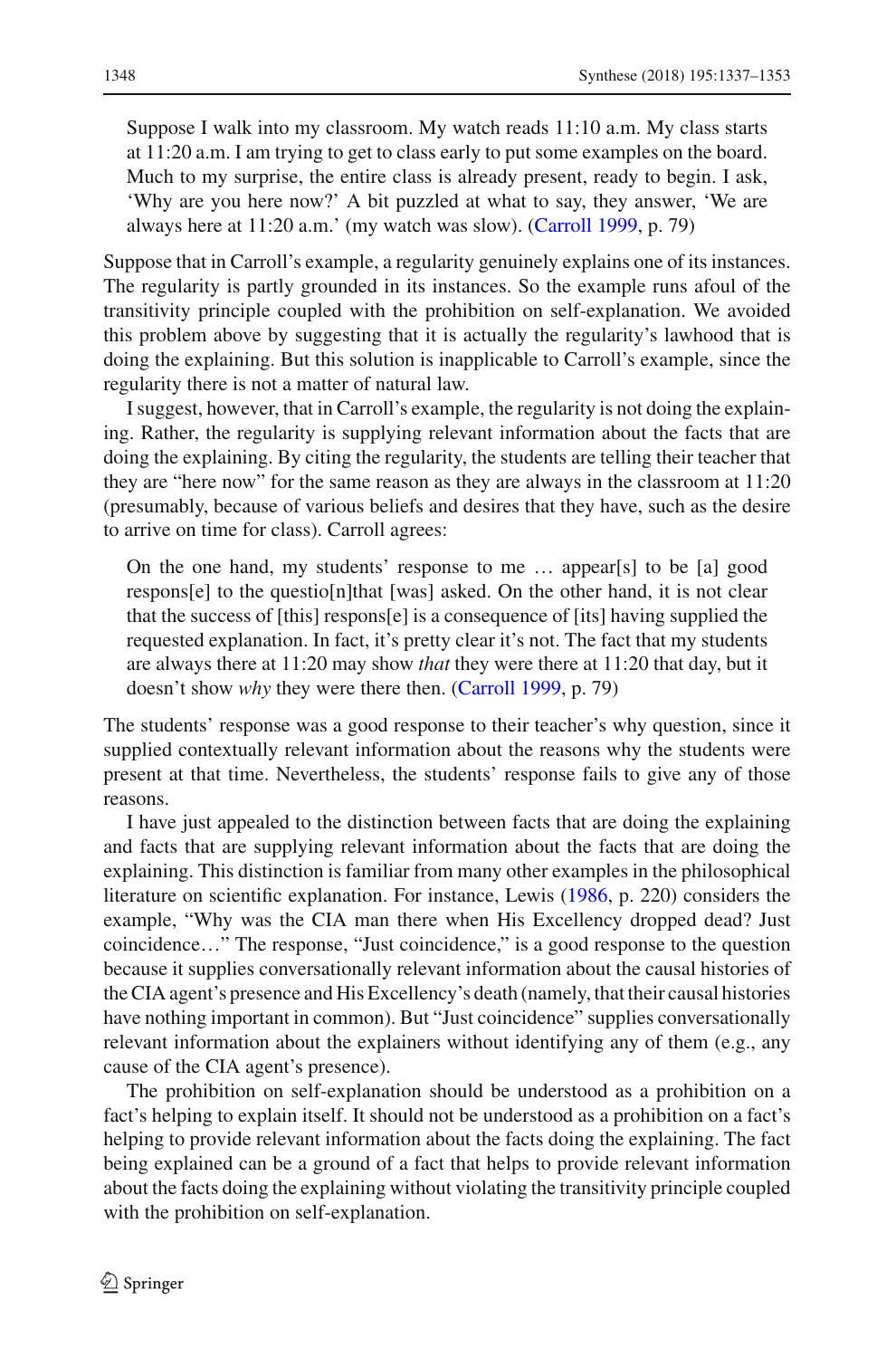> Suppose I walk into my classroom. My watch reads 11:10 a.m. My class starts at 11:20 a.m. I am trying to get to class early to put some examples on the board. Much to my surprise, the entire class is already present, ready to begin. I ask, 'Why are you here now?' A bit puzzled at what to say, they answer, 'We are always here at 11:20 a.m.' (my watch was slow). (Carroll 1999, p. 79)

Suppose that in Carroll's example, a regularity genuinely explains one of its instances. The regularity is partly grounded in its instances. So the example runs afoul of the transitivity principle coupled with the prohibition on self-explanation. We avoided this problem above by suggesting that it is actually the regularity's lawhood that is doing the explaining. But this solution is inapplicable to Carroll's example, since the regularity there is not a matter of natural law.

I suggest, however, that in Carroll's example, the regularity is not doing the explaining. Rather, the regularity is supplying relevant information about the facts that are doing the explaining. By citing the regularity, the students are telling their teacher that they are "here now" for the same reason as they are always in the classroom at 11:20 (presumably, because of various beliefs and desires that they have, such as the desire to arrive on time for class). Carroll agrees:

> On the one hand, my students' response to me … appear[s] to be [a] good respons[e] to the questio[n]that [was] asked. On the other hand, it is not clear that the success of [this] respons[e] is a consequence of [its] having supplied the requested explanation. In fact, it's pretty clear it's not. The fact that my students are always there at 11:20 may show *that* they were there at 11:20 that day, but it doesn't show *why* they were there then. (Carroll 1999, p. 79)

The students' response was a good response to their teacher's why question, since it supplied contextually relevant information about the reasons why the students were present at that time. Nevertheless, the students' response fails to give any of those reasons.

I have just appealed to the distinction between facts that are doing the explaining and facts that are supplying relevant information about the facts that are doing the explaining. This distinction is familiar from many other examples in the philosophical literature on scientific explanation. For instance, Lewis (1986, p. 220) considers the example, "Why was the CIA man there when His Excellency dropped dead? Just coincidence…" The response, "Just coincidence," is a good response to the question because it supplies conversationally relevant information about the causal histories of the CIA agent's presence and His Excellency's death (namely, that their causal histories have nothing important in common). But "Just coincidence" supplies conversationally relevant information about the explainers without identifying any of them (e.g., any cause of the CIA agent's presence).

The prohibition on self-explanation should be understood as a prohibition on a fact's helping to explain itself. It should not be understood as a prohibition on a fact's helping to provide relevant information about the facts doing the explaining. The fact being explained can be a ground of a fact that helps to provide relevant information about the facts doing the explaining without violating the transitivity principle coupled with the prohibition on self-explanation.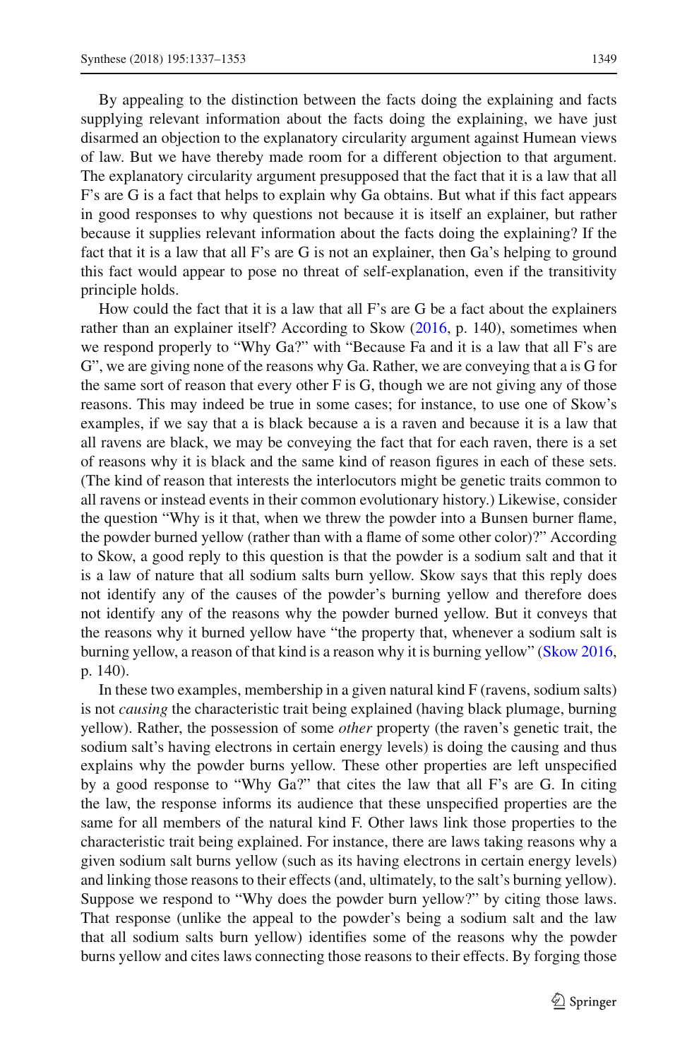By appealing to the distinction between the facts doing the explaining and facts supplying relevant information about the facts doing the explaining, we have just disarmed an objection to the explanatory circularity argument against Humean views of law. But we have thereby made room for a different objection to that argument. The explanatory circularity argument presupposed that the fact that it is a law that all F's are G is a fact that helps to explain why Ga obtains. But what if this fact appears in good responses to why questions not because it is itself an explainer, but rather because it supplies relevant information about the facts doing the explaining? If the fact that it is a law that all F's are G is not an explainer, then Ga's helping to ground this fact would appear to pose no threat of self-explanation, even if the transitivity principle holds.

How could the fact that it is a law that all F's are G be a fact about the explainers rather than an explainer itself? According to Skow (2016, p. 140), sometimes when we respond properly to "Why Ga?" with "Because Fa and it is a law that all F's are G", we are giving none of the reasons why Ga. Rather, we are conveying that a is G for the same sort of reason that every other F is G, though we are not giving any of those reasons. This may indeed be true in some cases; for instance, to use one of Skow's examples, if we say that a is black because a is a raven and because it is a law that all ravens are black, we may be conveying the fact that for each raven, there is a set of reasons why it is black and the same kind of reason figures in each of these sets. (The kind of reason that interests the interlocutors might be genetic traits common to all ravens or instead events in their common evolutionary history.) Likewise, consider the question "Why is it that, when we threw the powder into a Bunsen burner flame, the powder burned yellow (rather than with a flame of some other color)?" According to Skow, a good reply to this question is that the powder is a sodium salt and that it is a law of nature that all sodium salts burn yellow. Skow says that this reply does not identify any of the causes of the powder's burning yellow and therefore does not identify any of the reasons why the powder burned yellow. But it conveys that the reasons why it burned yellow have "the property that, whenever a sodium salt is burning yellow, a reason of that kind is a reason why it is burning yellow" (Skow 2016, p. 140).

In these two examples, membership in a given natural kind F (ravens, sodium salts) is not *causing* the characteristic trait being explained (having black plumage, burning yellow). Rather, the possession of some *other* property (the raven's genetic trait, the sodium salt's having electrons in certain energy levels) is doing the causing and thus explains why the powder burns yellow. These other properties are left unspecified by a good response to "Why Ga?" that cites the law that all F's are G. In citing the law, the response informs its audience that these unspecified properties are the same for all members of the natural kind F. Other laws link those properties to the characteristic trait being explained. For instance, there are laws taking reasons why a given sodium salt burns yellow (such as its having electrons in certain energy levels) and linking those reasons to their effects (and, ultimately, to the salt's burning yellow). Suppose we respond to "Why does the powder burn yellow?" by citing those laws. That response (unlike the appeal to the powder's being a sodium salt and the law that all sodium salts burn yellow) identifies some of the reasons why the powder burns yellow and cites laws connecting those reasons to their effects. By forging those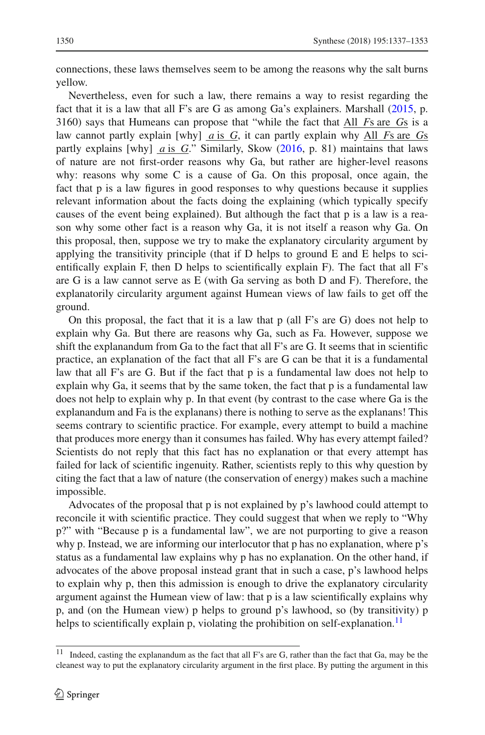connections, these laws themselves seem to be among the reasons why the salt burns yellow.

Nevertheless, even for such a law, there remains a way to resist regarding the fact that it is a law that all F's are G as among Ga's explainers. Marshall (2015, p. 3160) says that Humeans can propose that "while the fact that All *F*s are *G*s is a law cannot partly explain [why] *a* is *G*, it can partly explain why All *F*s are *G*s partly explains [why] *a* is *G*." Similarly, Skow (2016, p. 81) maintains that laws of nature are not first-order reasons why Ga, but rather are higher-level reasons why: reasons why some C is a cause of Ga. On this proposal, once again, the fact that p is a law figures in good responses to why questions because it supplies relevant information about the facts doing the explaining (which typically specify causes of the event being explained). But although the fact that p is a law is a reason why some other fact is a reason why Ga, it is not itself a reason why Ga. On this proposal, then, suppose we try to make the explanatory circularity argument by applying the transitivity principle (that if D helps to ground E and E helps to scientifically explain F, then D helps to scientifically explain F). The fact that all F's are G is a law cannot serve as E (with Ga serving as both D and F). Therefore, the explanatorily circularity argument against Humean views of law fails to get off the ground.

On this proposal, the fact that it is a law that p (all F's are G) does not help to explain why Ga. But there are reasons why Ga, such as Fa. However, suppose we shift the explanandum from Ga to the fact that all F's are G. It seems that in scientific practice, an explanation of the fact that all F's are G can be that it is a fundamental law that all F's are G. But if the fact that p is a fundamental law does not help to explain why Ga, it seems that by the same token, the fact that p is a fundamental law does not help to explain why p. In that event (by contrast to the case where Ga is the explanandum and Fa is the explanans) there is nothing to serve as the explanans! This seems contrary to scientific practice. For example, every attempt to build a machine that produces more energy than it consumes has failed. Why has every attempt failed? Scientists do not reply that this fact has no explanation or that every attempt has failed for lack of scientific ingenuity. Rather, scientists reply to this why question by citing the fact that a law of nature (the conservation of energy) makes such a machine impossible.

Advocates of the proposal that p is not explained by p's lawhood could attempt to reconcile it with scientific practice. They could suggest that when we reply to "Why p?" with "Because p is a fundamental law", we are not purporting to give a reason why p. Instead, we are informing our interlocutor that p has no explanation, where p's status as a fundamental law explains why p has no explanation. On the other hand, if advocates of the above proposal instead grant that in such a case, p's lawhood helps to explain why p, then this admission is enough to drive the explanatory circularity argument against the Humean view of law: that p is a law scientifically explains why p, and (on the Humean view) p helps to ground p's lawhood, so (by transitivity) p helps to scientifically explain p, violating the prohibition on self-explanation.[11]

[11] Indeed, casting the explanandum as the fact that all F's are G, rather than the fact that Ga, may be the cleanest way to put the explanatory circularity argument in the first place. By putting the argument in this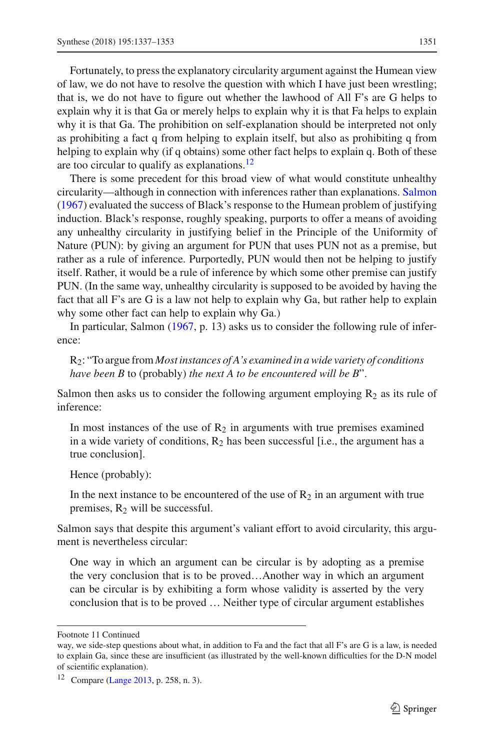Fortunately, to press the explanatory circularity argument against the Humean view of law, we do not have to resolve the question with which I have just been wrestling; that is, we do not have to figure out whether the lawhood of All F's are G helps to explain why it is that Ga or merely helps to explain why it is that Fa helps to explain why it is that Ga. The prohibition on self-explanation should be interpreted not only as prohibiting a fact q from helping to explain itself, but also as prohibiting q from helping to explain why (if q obtains) some other fact helps to explain q. Both of these are too circular to qualify as explanations.[12]

There is some precedent for this broad view of what would constitute unhealthy circularity—although in connection with inferences rather than explanations. Salmon (1967) evaluated the success of Black's response to the Humean problem of justifying induction. Black's response, roughly speaking, purports to offer a means of avoiding any unhealthy circularity in justifying belief in the Principle of the Uniformity of Nature (PUN): by giving an argument for PUN that uses PUN not as a premise, but rather as a rule of inference. Purportedly, PUN would then not be helping to justify itself. Rather, it would be a rule of inference by which some other premise can justify PUN. (In the same way, unhealthy circularity is supposed to be avoided by having the fact that all F's are G is a law not help to explain why Ga, but rather help to explain why some other fact can help to explain why Ga.)

In particular, Salmon (1967, p. 13) asks us to consider the following rule of inference:

> $R_2$: "To argue from *Most instances of A's examined in a wide variety of conditions have been B* to (probably) *the next A to be encountered will be B*".

Salmon then asks us to consider the following argument employing $R_2$ as its rule of inference:

> In most instances of the use of $R_2$ in arguments with true premises examined in a wide variety of conditions, $R_2$ has been successful [i.e., the argument has a true conclusion].
>
> Hence (probably):
>
> In the next instance to be encountered of the use of $R_2$ in an argument with true premises, $R_2$ will be successful.

Salmon says that despite this argument's valiant effort to avoid circularity, this argument is nevertheless circular:

> One way in which an argument can be circular is by adopting as a premise the very conclusion that is to be proved…Another way in which an argument can be circular is by exhibiting a form whose validity is asserted by the very conclusion that is to be proved … Neither type of circular argument establishes

Footnote 11 Continued

way, we side-step questions about what, in addition to Fa and the fact that all F's are G is a law, is needed to explain Ga, since these are insufficient (as illustrated by the well-known difficulties for the D-N model of scientific explanation).

[12] Compare (Lange 2013, p. 258, n. 3).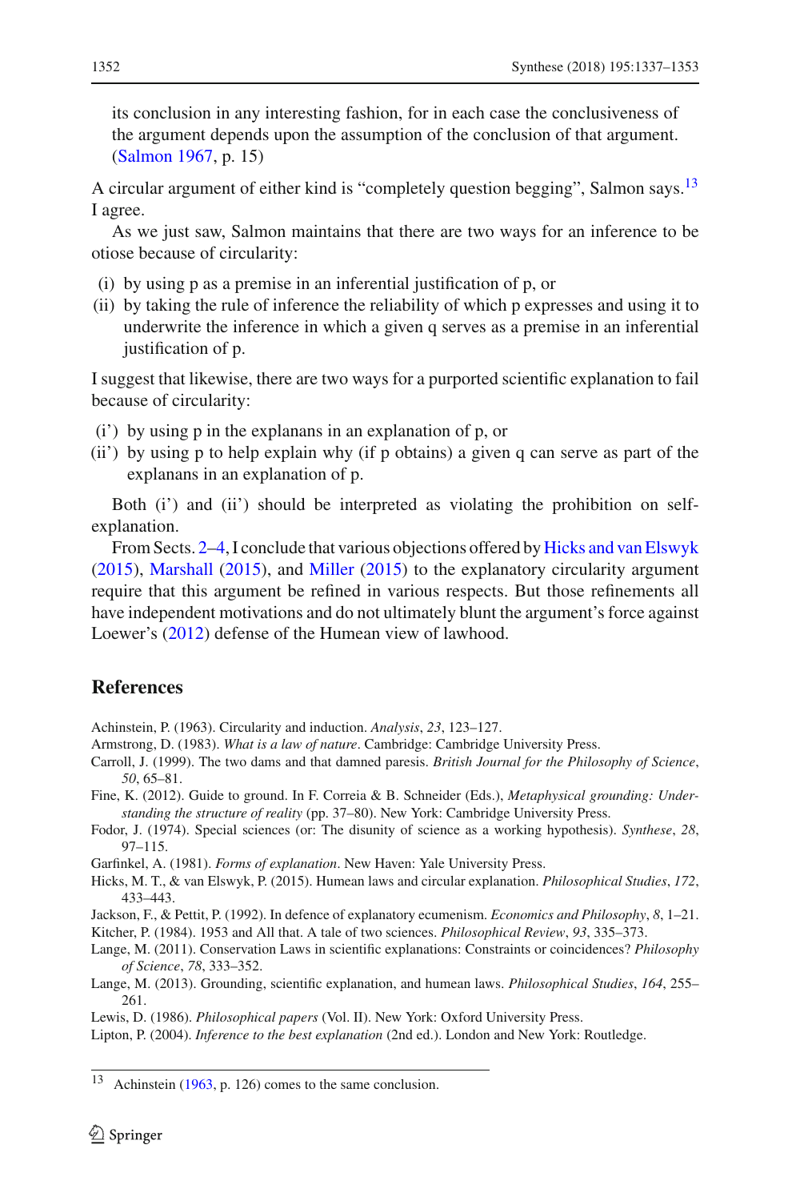its conclusion in any interesting fashion, for in each case the conclusiveness of the argument depends upon the assumption of the conclusion of that argument. (Salmon 1967, p. 15)

A circular argument of either kind is "completely question begging", Salmon says.[13] I agree.

As we just saw, Salmon maintains that there are two ways for an inference to be otiose because of circularity:

(i) by using p as a premise in an inferential justification of p, or
(ii) by taking the rule of inference the reliability of which p expresses and using it to underwrite the inference in which a given q serves as a premise in an inferential justification of p.

I suggest that likewise, there are two ways for a purported scientific explanation to fail because of circularity:

(i') by using p in the explanans in an explanation of p, or
(ii') by using p to help explain why (if p obtains) a given q can serve as part of the explanans in an explanation of p.

Both (i') and (ii') should be interpreted as violating the prohibition on self-explanation.

From Sects. 2–4, I conclude that various objections offered by Hicks and van Elswyk (2015), Marshall (2015), and Miller (2015) to the explanatory circularity argument require that this argument be refined in various respects. But those refinements all have independent motivations and do not ultimately blunt the argument's force against Loewer's (2012) defense of the Humean view of lawhood.

## References

Achinstein, P. (1963). Circularity and induction. *Analysis*, *23*, 123–127.

Armstrong, D. (1983). *What is a law of nature*. Cambridge: Cambridge University Press.

Carroll, J. (1999). The two dams and that damned paresis. *British Journal for the Philosophy of Science*, *50*, 65–81.

Fine, K. (2012). Guide to ground. In F. Correia & B. Schneider (Eds.), *Metaphysical grounding: Understanding the structure of reality* (pp. 37–80). New York: Cambridge University Press.

Fodor, J. (1974). Special sciences (or: The disunity of science as a working hypothesis). *Synthese*, *28*, 97–115.

Garfinkel, A. (1981). *Forms of explanation*. New Haven: Yale University Press.

Hicks, M. T., & van Elswyk, P. (2015). Humean laws and circular explanation. *Philosophical Studies*, *172*, 433–443.

Jackson, F., & Pettit, P. (1992). In defence of explanatory ecumenism. *Economics and Philosophy*, *8*, 1–21.

Kitcher, P. (1984). 1953 and All that. A tale of two sciences. *Philosophical Review*, *93*, 335–373.

Lange, M. (2011). Conservation Laws in scientific explanations: Constraints or coincidences? *Philosophy of Science*, *78*, 333–352.

Lange, M. (2013). Grounding, scientific explanation, and humean laws. *Philosophical Studies*, *164*, 255–261.

Lewis, D. (1986). *Philosophical papers* (Vol. II). New York: Oxford University Press.

Lipton, P. (2004). *Inference to the best explanation* (2nd ed.). London and New York: Routledge.

[13] Achinstein (1963, p. 126) comes to the same conclusion.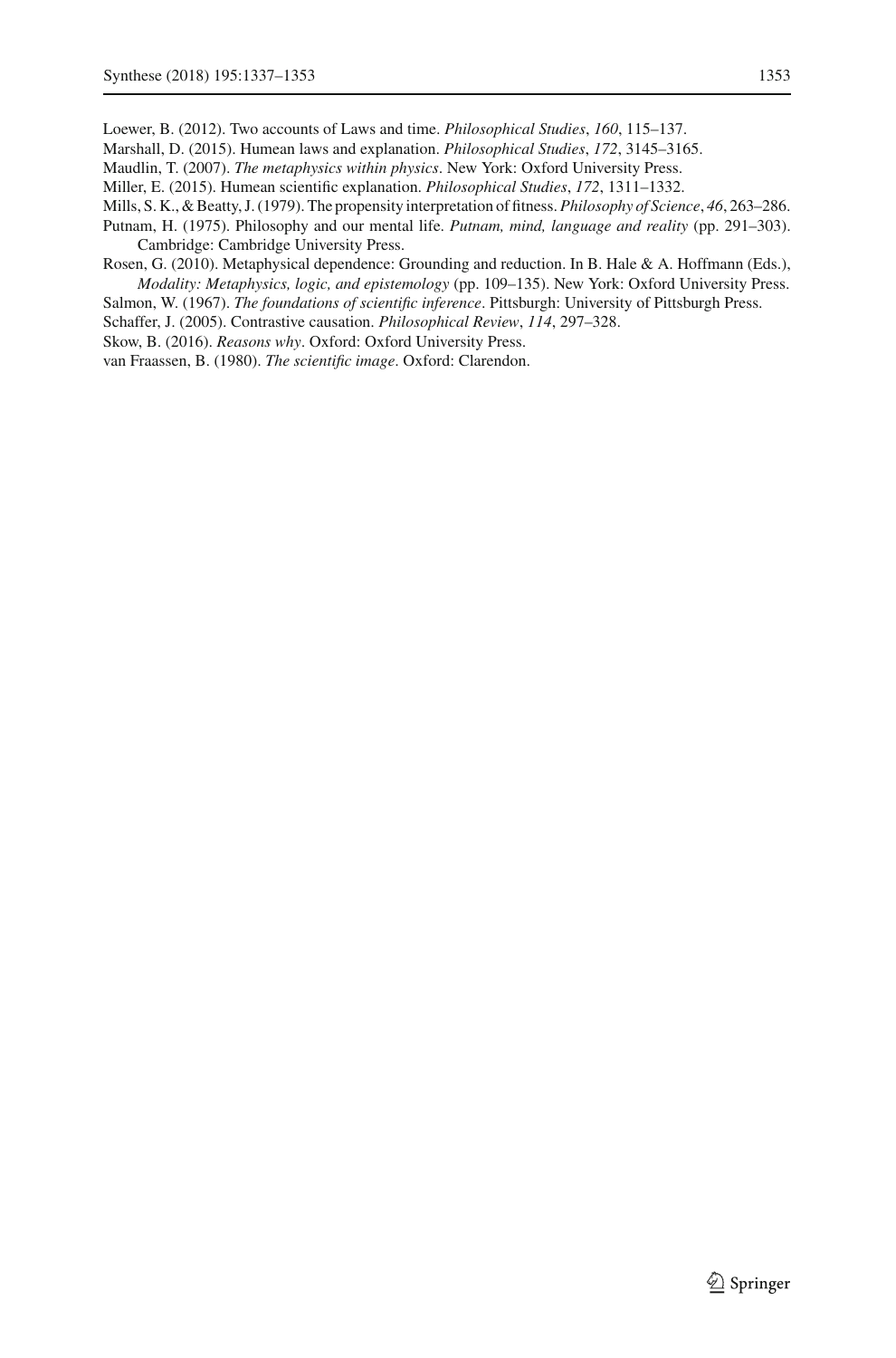Loewer, B. (2012). Two accounts of Laws and time. *Philosophical Studies*, *160*, 115–137.

Marshall, D. (2015). Humean laws and explanation. *Philosophical Studies*, *172*, 3145–3165.

Maudlin, T. (2007). *The metaphysics within physics*. New York: Oxford University Press.

Miller, E. (2015). Humean scientific explanation. *Philosophical Studies*, *172*, 1311–1332.

Mills, S. K., & Beatty, J. (1979). The propensity interpretation of fitness. *Philosophy of Science*, *46*, 263–286.

Putnam, H. (1975). Philosophy and our mental life. *Putnam, mind, language and reality* (pp. 291–303). Cambridge: Cambridge University Press.

Rosen, G. (2010). Metaphysical dependence: Grounding and reduction. In B. Hale & A. Hoffmann (Eds.), *Modality: Metaphysics, logic, and epistemology* (pp. 109–135). New York: Oxford University Press.

Salmon, W. (1967). *The foundations of scientific inference*. Pittsburgh: University of Pittsburgh Press.

Schaffer, J. (2005). Contrastive causation. *Philosophical Review*, *114*, 297–328.

Skow, B. (2016). *Reasons why*. Oxford: Oxford University Press.

van Fraassen, B. (1980). *The scientific image*. Oxford: Clarendon.